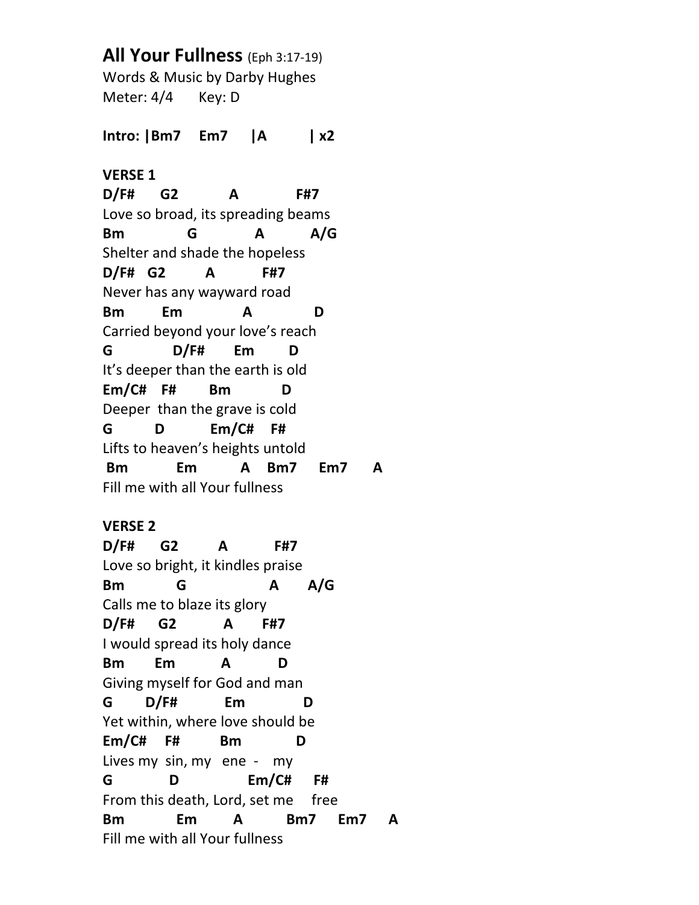# **All Your Fullness** (Eph 3:17-19)

Words & Music by Darby Hughes
Meter: 4/4 Key: D

**Intro: |Bm7 Em7 |A | x2**

**VERSE 1**

```
D/F#      G2           A              F#7
Love so broad, its spreading beams
Bm               G             A          A/G
Shelter and shade the hopeless
D/F#   G2         A           F#7
Never has any wayward road
Bm         Em              A              D
Carried beyond your love's reach
G              D/F#       Em        D
It's deeper than the earth is old
Em/C#    F#        Bm           D
Deeper  than the grave is cold
G          D           Em/C#    F#
Lifts to heaven's heights untold
 Bm           Em          A    Bm7     Em7      A
Fill me with all Your fullness
```

**VERSE 2**

```
D/F#      G2         A           F#7
Love so bright, it kindles praise
Bm            G                  A       A/G
Calls me to blaze its glory
D/F#      G2          A       F#7
I would spread its holy dance
Bm       Em          A          D
Giving myself for God and man
G       D/F#           Em             D
Yet within, where love should be
Em/C#     F#         Bm            D
Lives my  sin, my   ene  -    my
G            D                 Em/C#      F#
From this death, Lord, set me     free
Bm            Em        A         Bm7     Em7     A
Fill me with all Your fullness
```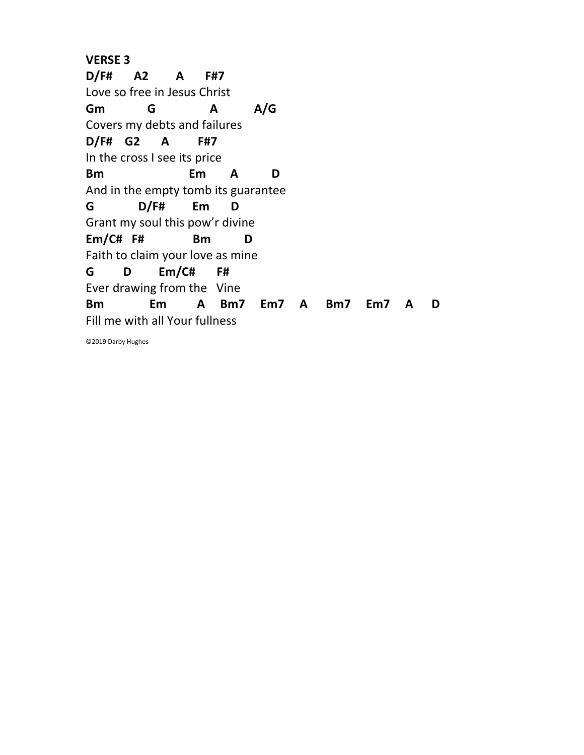**VERSE 3**

```
D/F#      A2       A      F#7
Love so free in Jesus Christ
Gm           G              A          A/G
Covers my debts and failures
D/F#    G2      A        F#7
In the cross I see its price
Bm                        Em       A         D
And in the empty tomb its guarantee
G            D/F#       Em      D
Grant my soul this pow'r divine
Em/C#   F#              Bm         D
Faith to claim your love as mine
G        D       Em/C#      F#
Ever drawing from the   Vine
Bm            Em        A    Bm7    Em7    A    Bm7    Em7    A    D
Fill me with all Your fullness
```

©2019 Darby Hughes